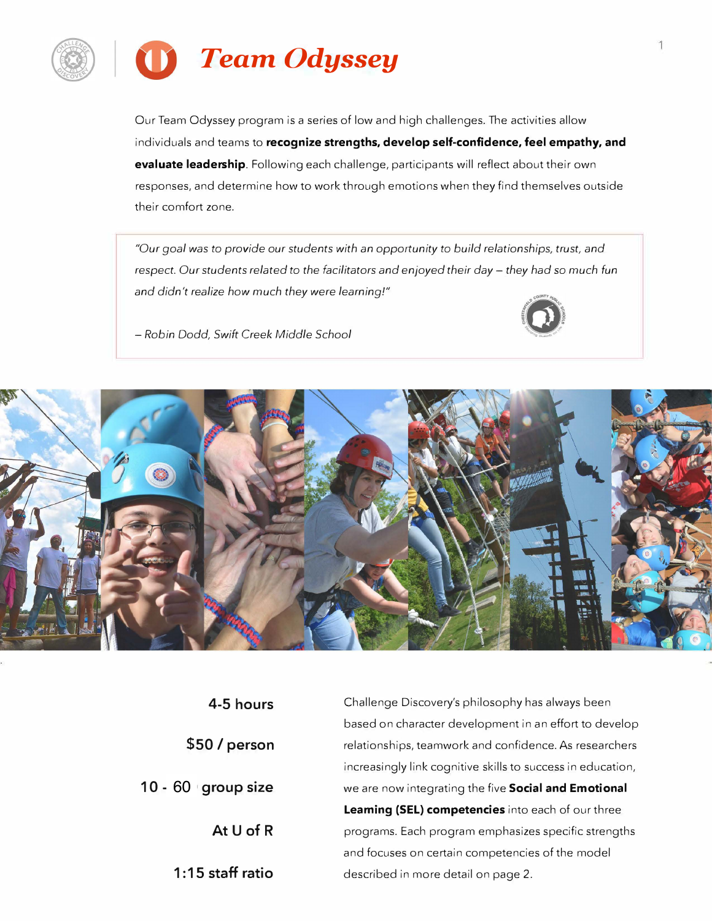# Team Odyssey

Our Team Odyssey program is a series of low and high challenges. The activities allow individuals and teams to **recognize strengths, develop self-confidence, feel empathy, and evaluate leadership**. Following each challenge, participants will reflect about their own responses, and determine how to work through emotions when they find themselves outside their comfort zone.

> *"Our goal was to provide our students with an opportunity to build relationships, trust, and respect. Our students related to the facilitators and enjoyed their day – they had so much fun and didn't realize how much they were learning!"*
>
> *– Robin Dodd, Swift Creek Middle School*

4-5 hours

$50 / person

10 - 60 group size

At U of R

1:15 staff ratio

Challenge Discovery's philosophy has always been based on character development in an effort to develop relationships, teamwork and confidence. As researchers increasingly link cognitive skills to success in education, we are now integrating the five **Social and Emotional Leaming (SEL) competencies** into each of our three programs. Each program emphasizes specific strengths and focuses on certain competencies of the model described in more detail on page 2.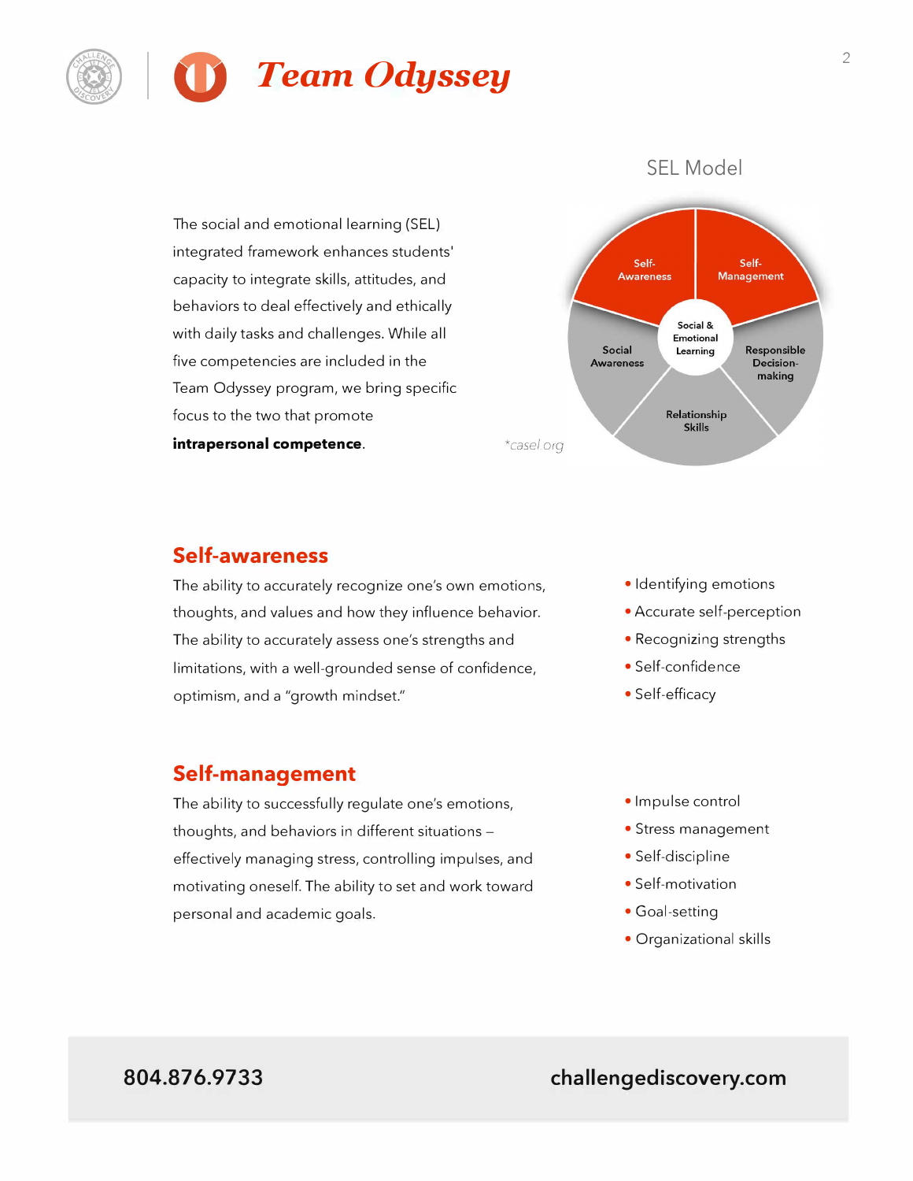# Team Odyssey

SEL Model

The social and emotional learning (SEL) integrated framework enhances students' capacity to integrate skills, attitudes, and behaviors to deal effectively and ethically with daily tasks and challenges. While all five competencies are included in the Team Odyssey program, we bring specific focus to the two that promote **intrapersonal competence**.

Self-Awareness

Self-Management

Social & Emotional Learning

Social Awareness

Responsible Decision-making

Relationship Skills

*casel.org

## Self-awareness

The ability to accurately recognize one's own emotions, thoughts, and values and how they influence behavior. The ability to accurately assess one's strengths and limitations, with a well-grounded sense of confidence, optimism, and a "growth mindset."

- Identifying emotions
- Accurate self-perception
- Recognizing strengths
- Self-confidence
- Self-efficacy

## Self-management

The ability to successfully regulate one's emotions, thoughts, and behaviors in different situations – effectively managing stress, controlling impulses, and motivating oneself. The ability to set and work toward personal and academic goals.

- Impulse control
- Stress management
- Self-discipline
- Self-motivation
- Goal-setting
- Organizational skills

804.876.9733

challengediscovery.com